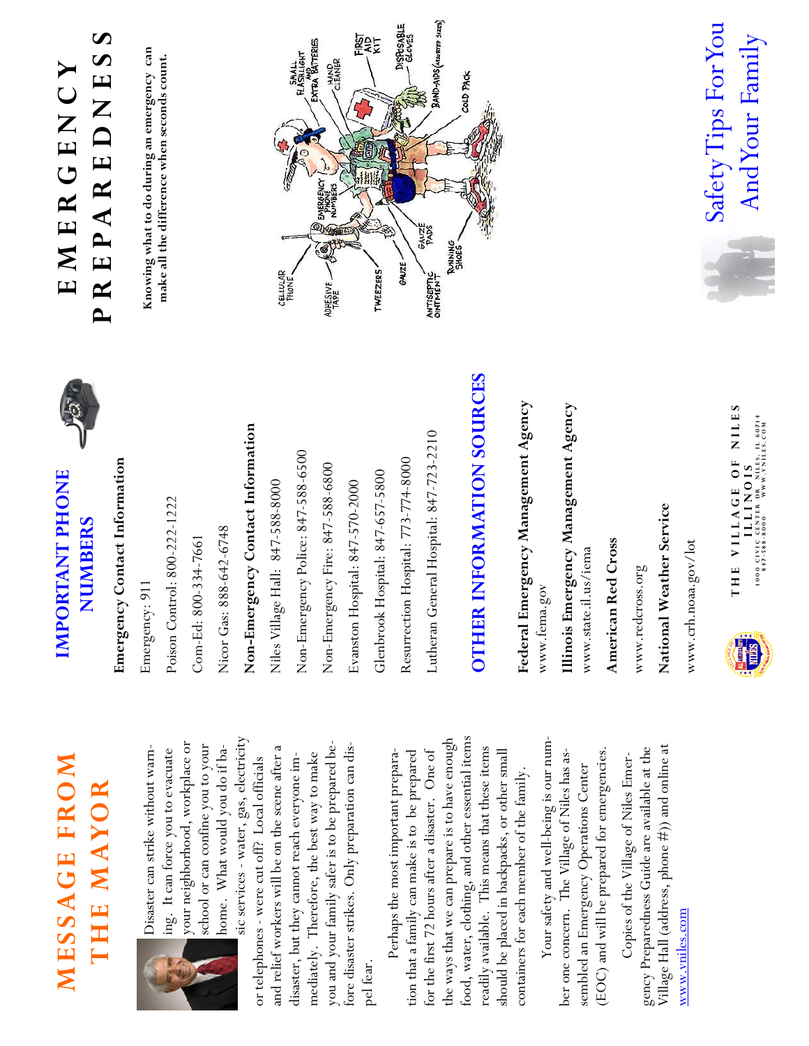# MESSAGE FROM THE MAYOR

Disaster can strike without warning. It can force you to evacuate your neighborhood, workplace or school or can confine you to your home. What would you do if basic services - water, gas, electricity or telephones - were cut off? Local officials and relief workers will be on the scene after a disaster, but they cannot reach everyone immediately. Therefore, the best way to make you and your family safer is to be prepared before disaster strikes. Only preparation can dispel fear.

Perhaps the most important preparation that a family can make is to be prepared for the first 72 hours after a disaster. One of the ways that we can prepare is to have enough food, water, clothing, and other essential items readily available. This means that these items should be placed in backpacks, or other small containers for each member of the family.

Your safety and well-being is our number one concern. The Village of Niles has assembled an Emergency Operations Center (EOC) and will be prepared for emergencies.

Copies of the Village of Niles Emergency Preparedness Guide are available at the Village Hall (address, phone #)) and online at www.vniles.com

# IMPORTANT PHONE NUMBERS

**Emergency Contact Information**

Emergency: 911

Poison Control: 800-222-1222

Com-Ed: 800-334-7661

Nicor Gas: 888-642-6748

**Non-Emergency Contact Information**

Niles Village Hall: 847-588-8000

Non-Emergency Police: 847-588-6500

Non-Emergency Fire: 847-588-6800

Evanston Hospital: 847-570-2000

Glenbrook Hospital: 847-657-5800

Resurrection Hospital: 773-774-8000

Lutheran General Hospital: 847-723-2210

# OTHER INFORMATION SOURCES

**Federal Emergency Management Agency**

www.fema.gov

**Illinois Emergency Management Agency**

www.state.il.us/iema

**American Red Cross**

www.redcross.org

**National Weather Service**

www.crh.noaa.gov/lot

THE VILLAGE OF NILES ILLINOIS
1000 CIVIC CENTER DR. NILES, IL 60714
847-588-8000 WWW.VNILES.COM

# EMERGENCY PREPAREDNESS

**Knowing what to do during an emergency can make all the difference when seconds count.**

## Safety Tips For You And Your Family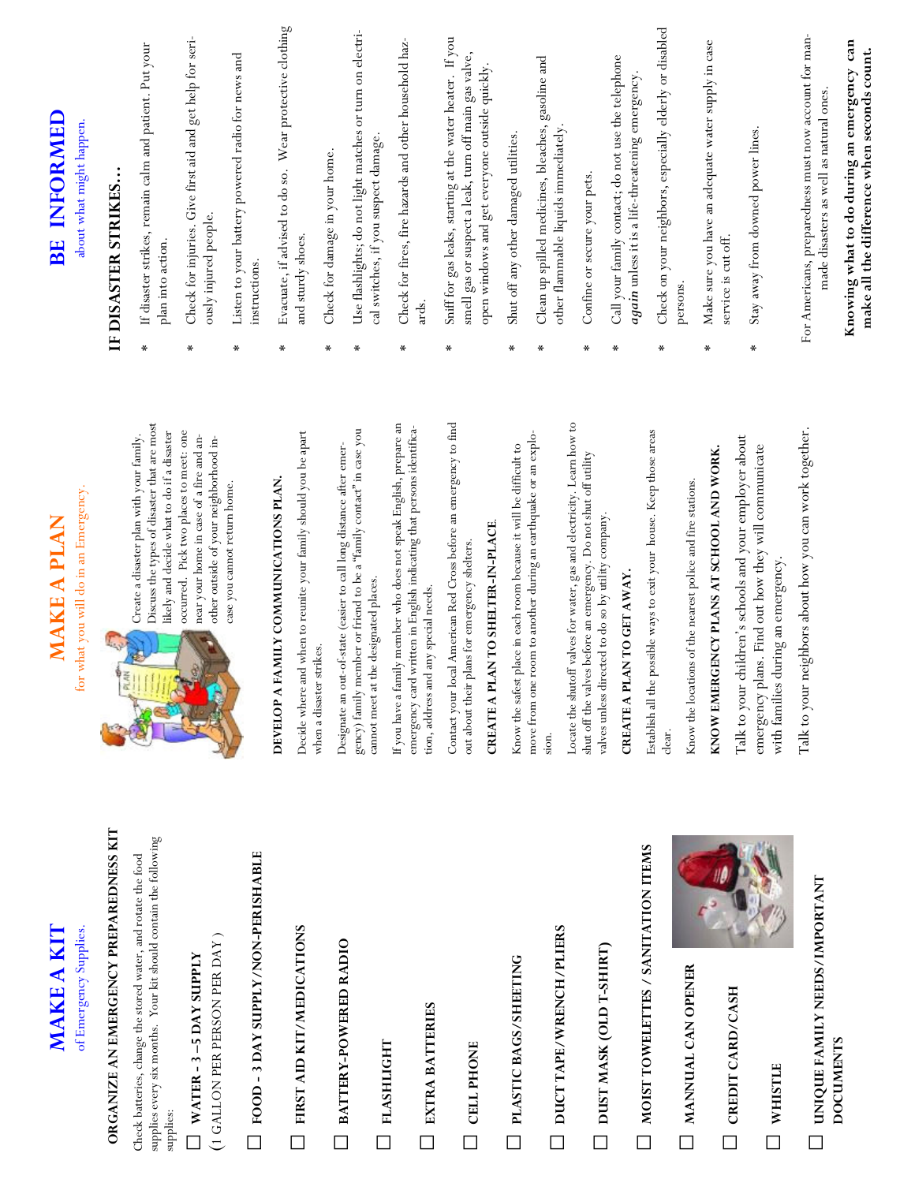# MAKE A KIT

of Emergency Supplies.

## ORGANIZE AN EMERGENCY PREPAREDNESS KIT

Check batteries, change the stored water, and rotate the food supplies every six months. Your kit should contain the following supplies:

- ☐ **WATER - 3 –5 DAY SUPPLY** (1 GALLON PER PERSON PER DAY )
- ☐ **FOOD - 3 DAY SUPPLY/NON-PERISHABLE**
- ☐ **FIRST AID KIT/MEDICATIONS**
- ☐ **BATTERY-POWERED RADIO**
- ☐ **FLASHLIGHT**
- ☐ **EXTRA BATTERIES**
- ☐ **CELL PHONE**
- ☐ **PLASTIC BAGS/SHEETING**
- ☐ **DUCT TAPE/WRENCH/PLIERS**
- ☐ **DUST MASK (OLD T-SHIRT)**
- ☐ **MOIST TOWELETTES / SANITATION ITEMS**
- ☐ **MANNUAL CAN OPENER**
- ☐ **CREDIT CARD/CASH**
- ☐ **WHISTLE**
- ☐ **UNIQUE FAMILY NEEDS/IMPORTANT DOCUMENTS**

# MAKE A PLAN

for what you will do in an Emergency.

Create a disaster plan with your family. Discuss the types of disaster that are most likely and decide what to do if a disaster occurred. Pick two places to meet: one near your home in case of a fire and another outside of your neighborhood in case you cannot return home.

**DEVELOP A FAMILY COMMUNICATIONS PLAN.**

Decide where and when to reunite your family should you be apart when a disaster strikes.

Designate an out-of-state (easier to call long distance after emergency) family member or friend to be a "family contact" in case you cannot meet at the designated places.

If you have a family member who does not speak English, prepare an emergency card written in English indicating that persons identification, address and any special needs.

Contact your local American Red Cross before an emergency to find out about their plans for emergency shelters.

**CREATE A PLAN TO SHELTER-IN-PLACE.**

Know the safest place in each room because it will be difficult to move from one room to another during an earthquake or an explosion.

Locate the shutoff valves for water, gas and electricity. Learn how to shut off the valves before an emergency. Do not shut off utility valves unless directed to do so by utility company.

**CREATE A PLAN TO GET AWAY.**

Establish all the possible ways to exit your house. Keep those areas clear.

Know the locations of the nearest police and fire stations.

**KNOW EMERGENCY PLANS AT SCHOOL AND WORK.**

Talk to your children's schools and your employer about emergency plans. Find out how they will communicate with families during an emergency.

Talk to your neighbors about how you can work together.

# BE INFORMED

about what might happen.

## IF DISASTER STRIKES…

* If disaster strikes, remain calm and patient. Put your plan into action.
* Check for injuries. Give first aid and get help for seriously injured people.
* Listen to your battery powered radio for news and instructions.
* Evacuate, if advised to do so. Wear protective clothing and sturdy shoes.
* Check for damage in your home.
* Use flashlights; do not light matches or turn on electrical switches, if you suspect damage.
* Check for fires, fire hazards and other household hazards.
* Sniff for gas leaks, starting at the water heater. If you smell gas or suspect a leak, turn off main gas valve, open windows and get everyone outside quickly.
* Shut off any other damaged utilities.
* Clean up spilled medicines, bleaches, gasoline and other flammable liquids immediately.
* Confine or secure your pets.
* Call your family contact; do not use the telephone *again* unless it is a life-threatening emergency.
* Check on your neighbors, especially elderly or disabled persons.
* Make sure you have an adequate water supply in case service is cut off.
* Stay away from downed power lines.

For Americans, preparedness must now account for man-made disasters as well as natural ones.

**Knowing what to do during an emergency can make all the difference when seconds count.**